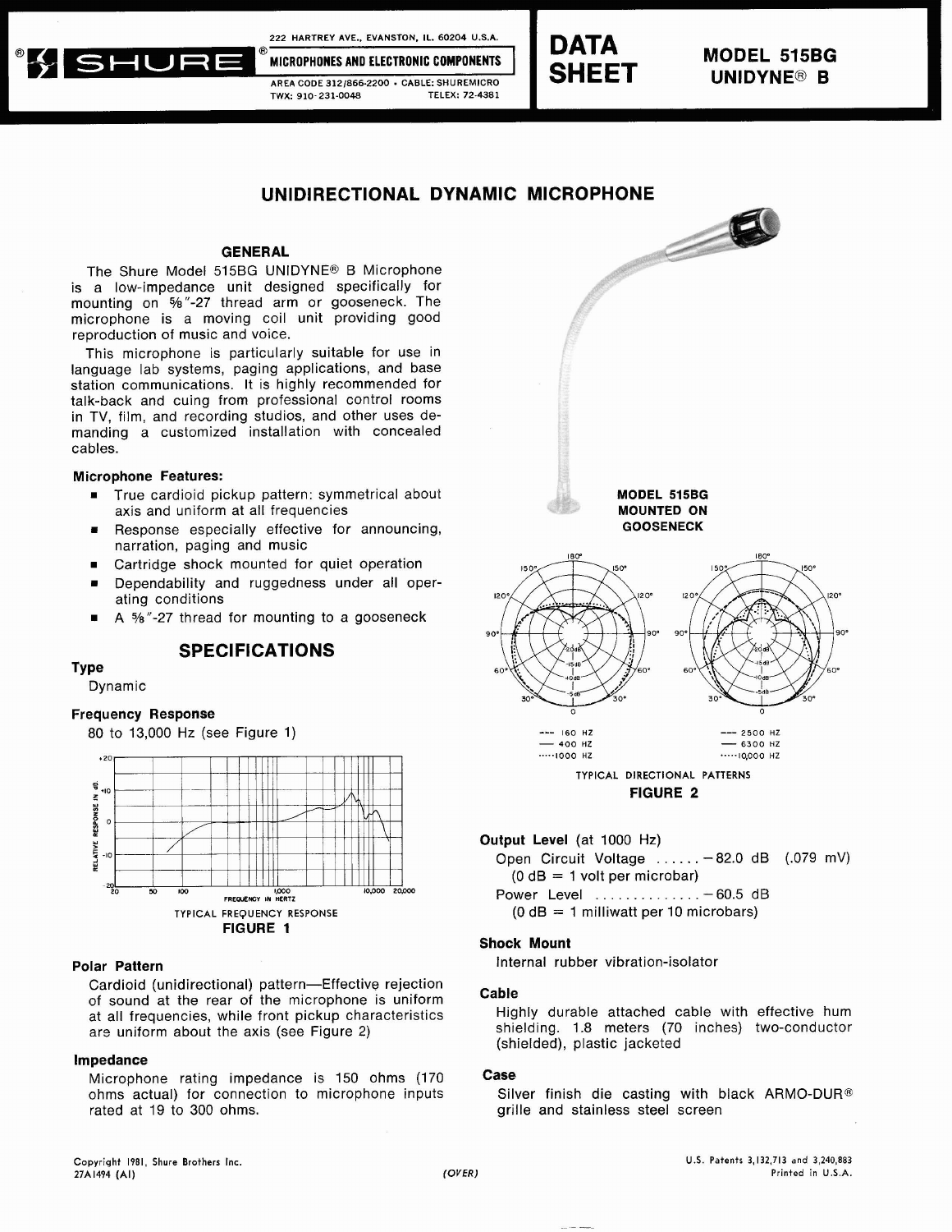222 HARTREY AVE., EVANSTON, IL. 60204 U.S.A.

SHURE® MICROPHONES AND ELECTRONIC COMPONENTS

AREA CODE 312/866-2200 • CABLE: SHUREMICRO
TWX: 910-231-0048 TELEX: 72-4381

# DATA SHEET

**MODEL 515BG**
**UNIDYNE® B**

## UNIDIRECTIONAL DYNAMIC MICROPHONE

### GENERAL

The Shure Model 515BG UNIDYNE® B Microphone is a low-impedance unit designed specifically for mounting on ⅝″-27 thread arm or gooseneck. The microphone is a moving coil unit providing good reproduction of music and voice.

This microphone is particularly suitable for use in language lab systems, paging applications, and base station communications. It is highly recommended for talk-back and cuing from professional control rooms in TV, film, and recording studios, and other uses demanding a customized installation with concealed cables.

**Microphone Features:**

- True cardioid pickup pattern: symmetrical about axis and uniform at all frequencies
- Response especially effective for announcing, narration, paging and music
- Cartridge shock mounted for quiet operation
- Dependability and ruggedness under all operating conditions
- A ⅝″-27 thread for mounting to a gooseneck

**MODEL 515BG MOUNTED ON GOOSENECK**

### SPECIFICATIONS

**Type**

Dynamic

**Frequency Response**

80 to 13,000 Hz (see Figure 1)

TYPICAL FREQUENCY RESPONSE
**FIGURE 1**

TYPICAL DIRECTIONAL PATTERNS
**FIGURE 2**

**Polar Pattern**

Cardioid (unidirectional) pattern—Effective rejection of sound at the rear of the microphone is uniform at all frequencies, while front pickup characteristics are uniform about the axis (see Figure 2)

**Impedance**

Microphone rating impedance is 150 ohms (170 ohms actual) for connection to microphone inputs rated at 19 to 300 ohms.

**Output Level** (at 1000 Hz)

Open Circuit Voltage ...... −82.0 dB (.079 mV)
(0 dB = 1 volt per microbar)

Power Level .............. −60.5 dB
(0 dB = 1 milliwatt per 10 microbars)

**Shock Mount**

Internal rubber vibration-isolator

**Cable**

Highly durable attached cable with effective hum shielding. 1.8 meters (70 inches) two-conductor (shielded), plastic jacketed

**Case**

Silver finish die casting with black ARMO-DUR® grille and stainless steel screen

Copyright 1981, Shure Brothers Inc.
27A1494 (AI)

(OVER)

U.S. Patents 3,132,713 and 3,240,883
Printed in U.S.A.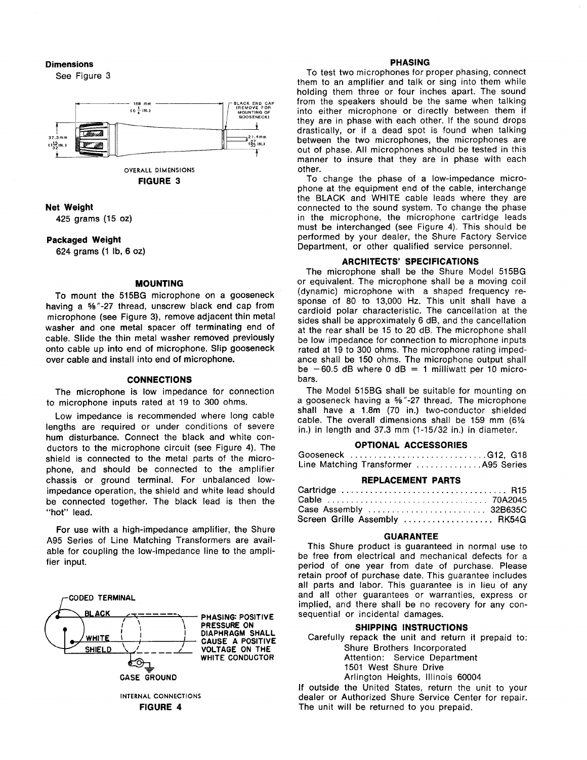**Dimensions**

See Figure 3

159 mm
(6 1/4 IN.)

BLACK END CAP (REMOVE FOR MOUNTING OF GOOSENECK)

37.3 mm
(1 15/32 IN.)

21.4 mm
(27/32 IN.)

OVERALL DIMENSIONS

**FIGURE 3**

**Net Weight**

425 grams (15 oz)

**Packaged Weight**

624 grams (1 lb, 6 oz)

## MOUNTING

To mount the 515BG microphone on a gooseneck having a 5/8"-27 thread, unscrew black end cap from microphone (see Figure 3), remove adjacent thin metal washer and one metal spacer off terminating end of cable. Slide the thin metal washer removed previously onto cable up into end of microphone. Slip gooseneck over cable and install into end of microphone.

## CONNECTIONS

The microphone is low impedance for connection to microphone inputs rated at 19 to 300 ohms.

Low impedance is recommended where long cable lengths are required or under conditions of severe hum disturbance. Connect the black and white conductors to the microphone circuit (see Figure 4). The shield is connected to the metal parts of the microphone, and should be connected to the amplifier chassis or ground terminal. For unbalanced low-impedance operation, the shield and white lead should be connected together. The black lead is then the "hot" lead.

For use with a high-impedance amplifier, the Shure A95 Series of Line Matching Transformers are available for coupling the low-impedance line to the amplifier input.

CODED TERMINAL

BLACK

WHITE

SHIELD

CASE GROUND

PHASING: POSITIVE PRESSURE ON DIAPHRAGM SHALL CAUSE A POSITIVE VOLTAGE ON THE WHITE CONDUCTOR

INTERNAL CONNECTIONS

**FIGURE 4**

## PHASING

To test two microphones for proper phasing, connect them to an amplifier and talk or sing into them while holding them three or four inches apart. The sound from the speakers should be the same when talking into either microphone or directly between them if they are in phase with each other. If the sound drops drastically, or if a dead spot is found when talking between the two microphones, the microphones are out of phase. All microphones should be tested in this manner to insure that they are in phase with each other.

To change the phase of a low-impedance microphone at the equipment end of the cable, interchange the BLACK and WHITE cable leads where they are connected to the sound system. To change the phase in the microphone, the microphone cartridge leads must be interchanged (see Figure 4). This should be performed by your dealer, the Shure Factory Service Department, or other qualified service personnel.

## ARCHITECTS' SPECIFICATIONS

The microphone shall be the Shure Model 515BG or equivalent. The microphone shall be a moving coil (dynamic) microphone with a shaped frequency response of 80 to 13,000 Hz. This unit shall have a cardioid polar characteristic. The cancellation at the sides shall be approximately 6 dB, and the cancellation at the rear shall be 15 to 20 dB. The microphone shall be low impedance for connection to microphone inputs rated at 19 to 300 ohms. The microphone rating impedance shall be 150 ohms. The microphone output shall be −60.5 dB where 0 dB = 1 milliwatt per 10 microbars.

The Model 515BG shall be suitable for mounting on a gooseneck having a 5/8"-27 thread. The microphone shall have a 1.8m (70 in.) two-conductor shielded cable. The overall dimensions shall be 159 mm (6¼ in.) in length and 37.3 mm (1-15/32 in.) in diameter.

## OPTIONAL ACCESSORIES

| | |
|---|---|
| Gooseneck | G12, G18 |
| Line Matching Transformer | A95 Series |

## REPLACEMENT PARTS

| | |
|---|---|
| Cartridge | R15 |
| Cable | 70A2045 |
| Case Assembly | 32B635C |
| Screen Grille Assembly | RK54G |

## GUARANTEE

This Shure product is guaranteed in normal use to be free from electrical and mechanical defects for a period of one year from date of purchase. Please retain proof of purchase date. This guarantee includes all parts and labor. This guarantee is in lieu of any and all other guarantees or warranties, express or implied, and there shall be no recovery for any consequential or incidental damages.

## SHIPPING INSTRUCTIONS

Carefully repack the unit and return it prepaid to:

Shure Brothers Incorporated
Attention: Service Department
1501 West Shure Drive
Arlington Heights, Illinois 60004

If outside the United States, return the unit to your dealer or Authorized Shure Service Center for repair. The unit will be returned to you prepaid.